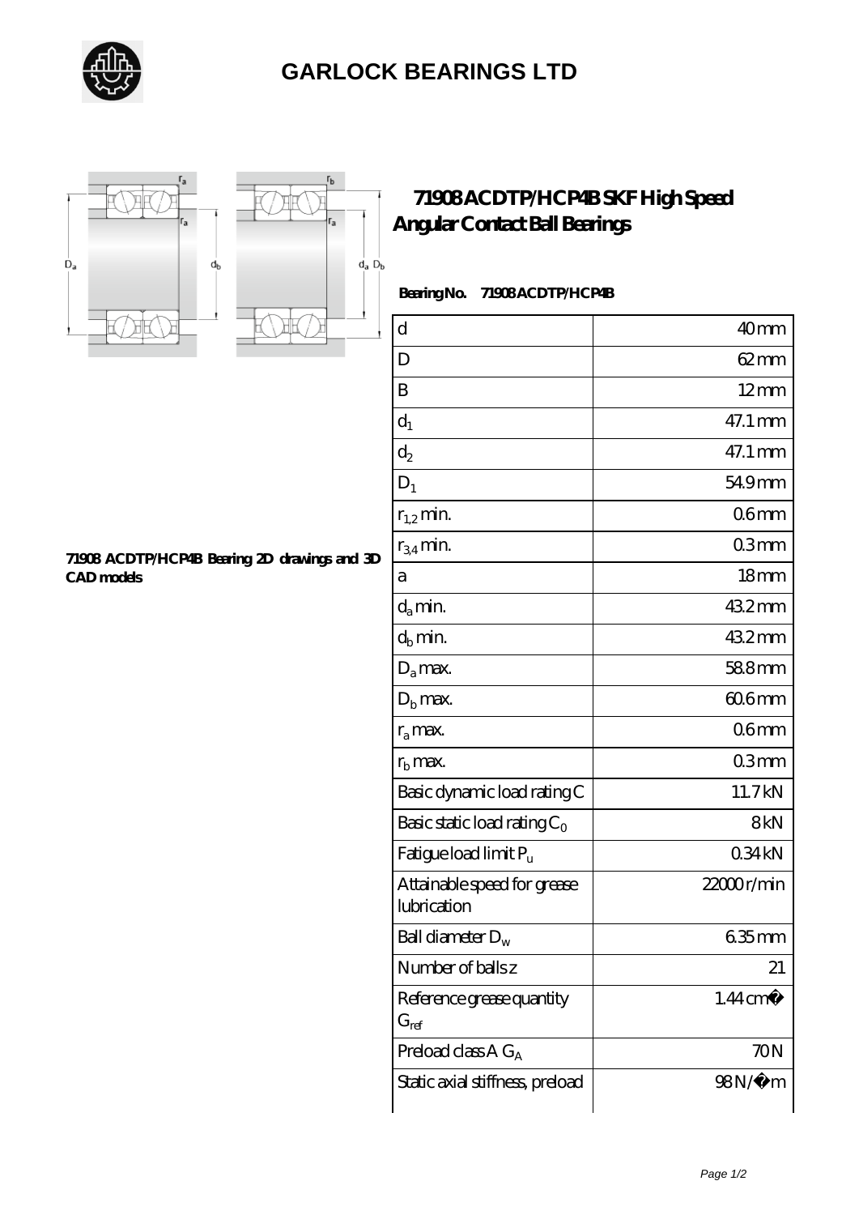# GARLOCK BEARINGS LTD

## 71908 ACDTP/HCP4B SKF High Speed Angular Contact Ball Bearings

71908 ACDTP/HCP4B Bearing 2D drawings and 3D CAD models

**Bearing No.** 71908 ACDTP/HCP4B

| | |
|---|---|
| d | 40 mm |
| D | 62 mm |
| B | 12 mm |
| $d_1$ | 47.1 mm |
| $d_2$ | 47.1 mm |
| $D_1$ | 54.9 mm |
| $r_{1,2}$ min. | 0.6 mm |
| $r_{3,4}$ min. | 0.3 mm |
| a | 18 mm |
| $d_a$ min. | 43.2 mm |
| $d_b$ min. | 43.2 mm |
| $D_a$ max. | 58.8 mm |
| $D_b$ max. | 60.6 mm |
| $r_a$ max. | 0.6 mm |
| $r_b$ max. | 0.3 mm |
| Basic dynamic load rating C | 11.7 kN |
| Basic static load rating $C_0$ | 8 kN |
| Fatigue load limit $P_u$ | 0.34 kN |
| Attainable speed for grease lubrication | 22000 r/min |
| Ball diameter $D_w$ | 6.35 mm |
| Number of balls z | 21 |
| Reference grease quantity $G_{ref}$ | 1.44 cm� |
| Preload class A $G_A$ | 70 N |
| Static axial stiffness, preload | 98 N/� m |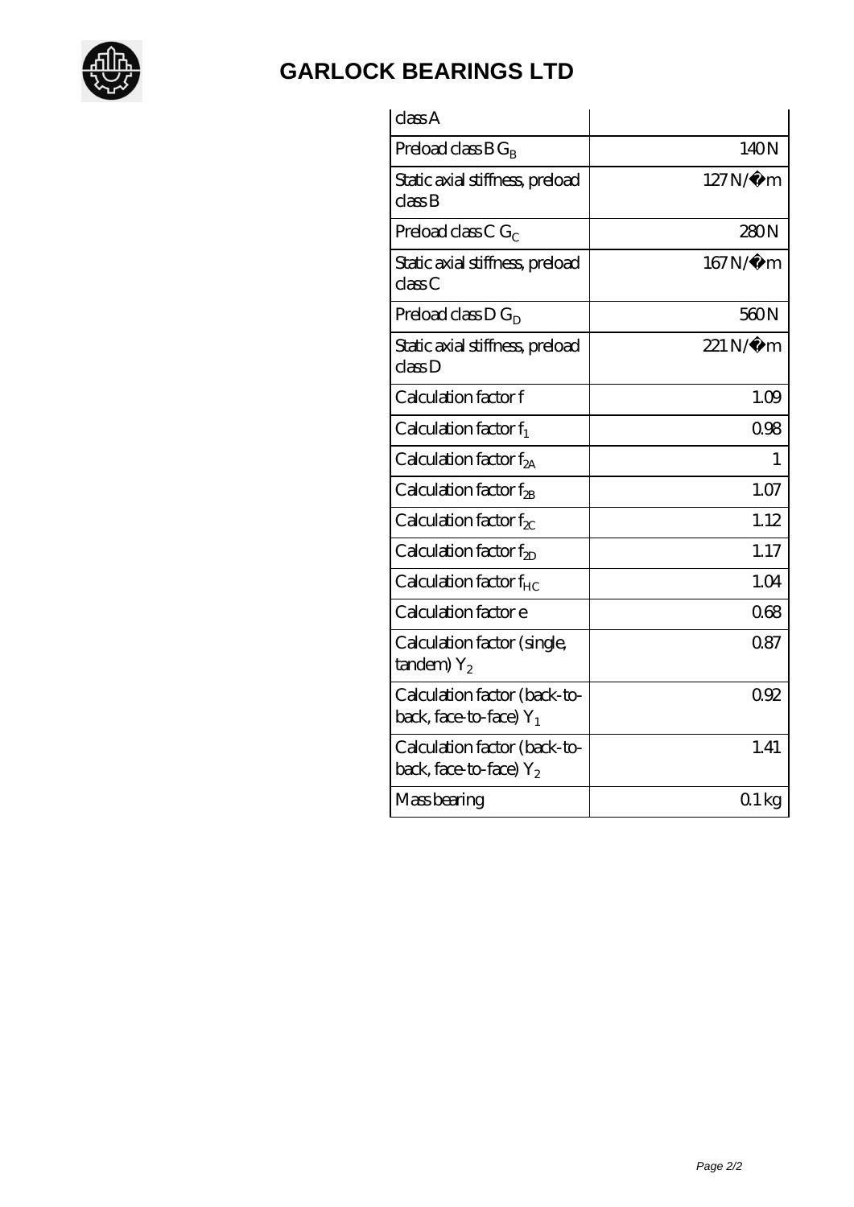# GARLOCK BEARINGS LTD

| | |
|---|---|
| class A | |
| Preload class B $G_B$ | 140 N |
| Static axial stiffness, preload class B | 127 N/�m |
| Preload class C $G_C$ | 280 N |
| Static axial stiffness, preload class C | 167 N/�m |
| Preload class D $G_D$ | 560 N |
| Static axial stiffness, preload class D | 221 N/�m |
| Calculation factor f | 1.09 |
| Calculation factor $f_1$ | 0.98 |
| Calculation factor $f_{2A}$ | 1 |
| Calculation factor $f_{2B}$ | 1.07 |
| Calculation factor $f_{2C}$ | 1.12 |
| Calculation factor $f_{2D}$ | 1.17 |
| Calculation factor $f_{HC}$ | 1.04 |
| Calculation factor e | 0.68 |
| Calculation factor (single, tandem) $Y_2$ | 0.87 |
| Calculation factor (back-to-back, face-to-face) $Y_1$ | 0.92 |
| Calculation factor (back-to-back, face-to-face) $Y_2$ | 1.41 |
| Mass bearing | 0.1 kg |